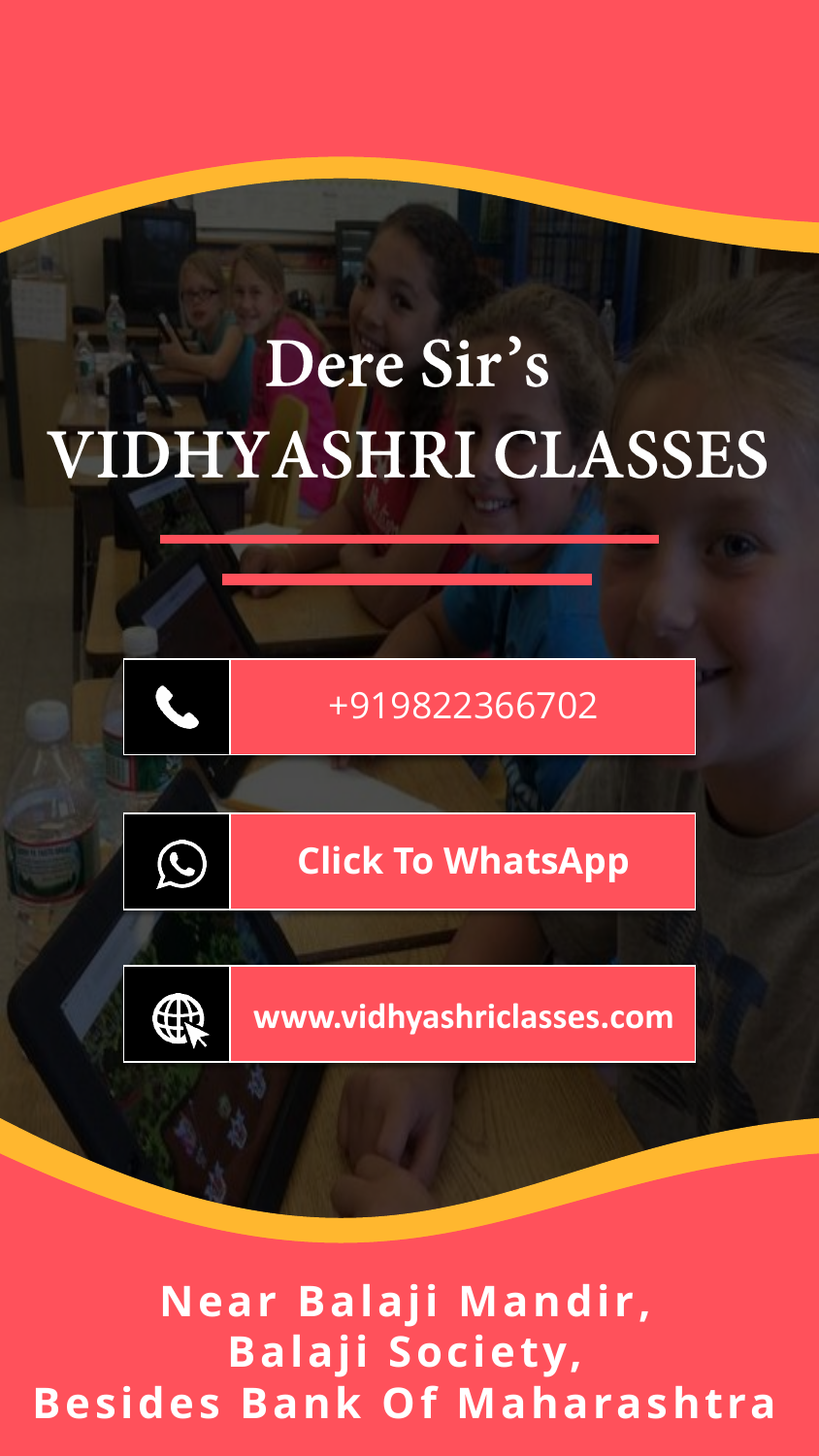# Dere Sir's
# VIDHYASHRI CLASSES

+919822366702

**Click To WhatsApp**

**www.vidhyashriclasses.com**

**Near Balaji Mandir,**
**Balaji Society,**
**Besides Bank Of Maharashtra**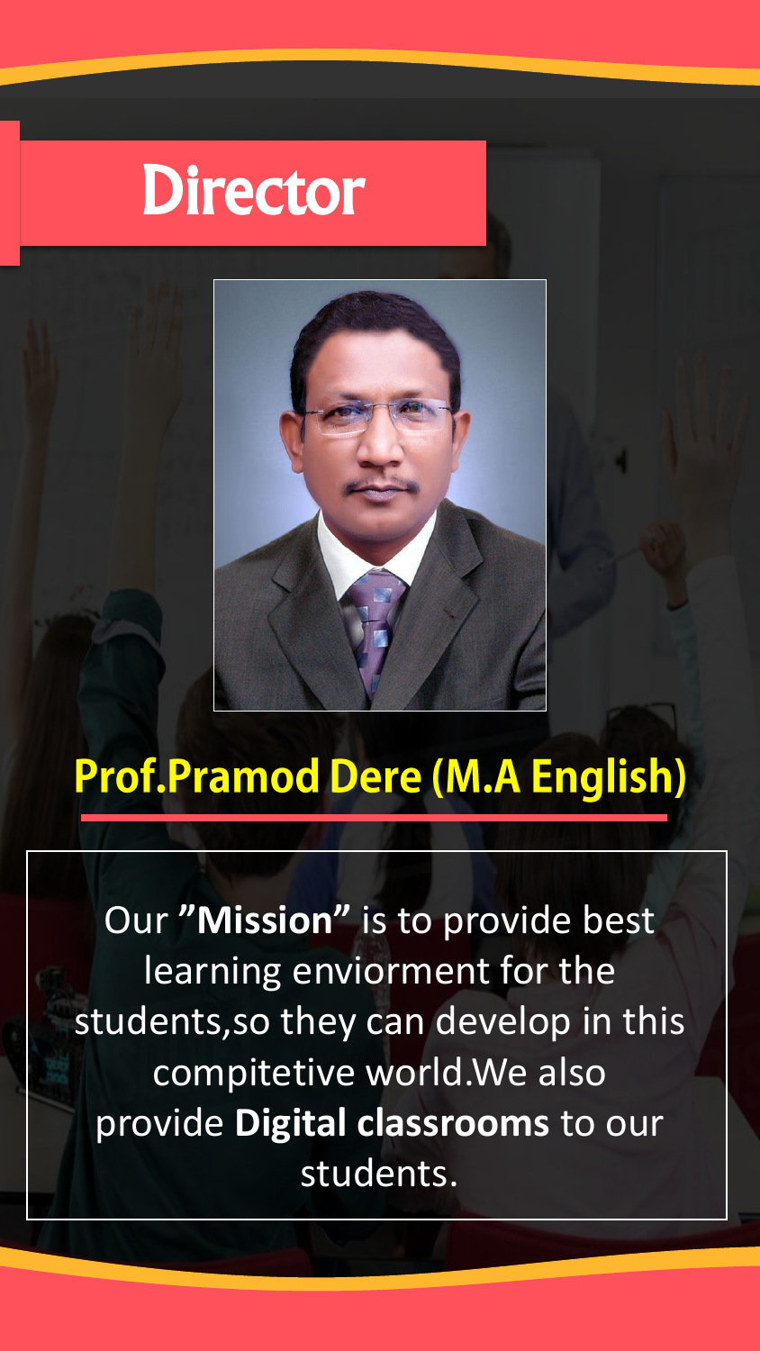# Director

## Prof.Pramod Dere (M.A English)

Our **"Mission"** is to provide best learning enviorment for the students,so they can develop in this compitetive world.We also provide **Digital classrooms** to our students.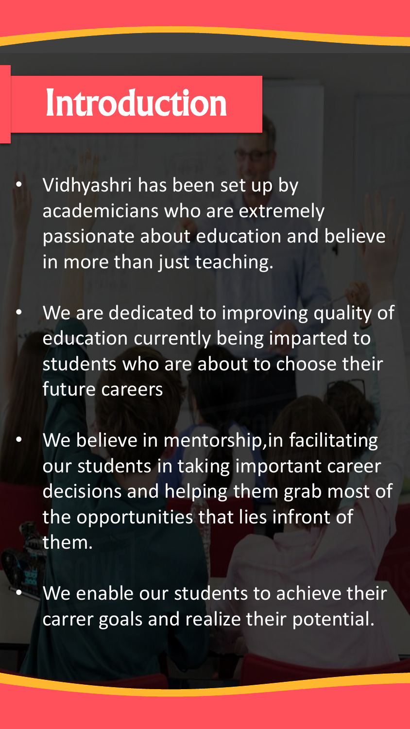# Introduction

- Vidhyashri has been set up by academicians who are extremely passionate about education and believe in more than just teaching.
- We are dedicated to improving quality of education currently being imparted to students who are about to choose their future careers
- We believe in mentorship,in facilitating our students in taking important career decisions and helping them grab most of the opportunities that lies infront of them.
- We enable our students to achieve their carrer goals and realize their potential.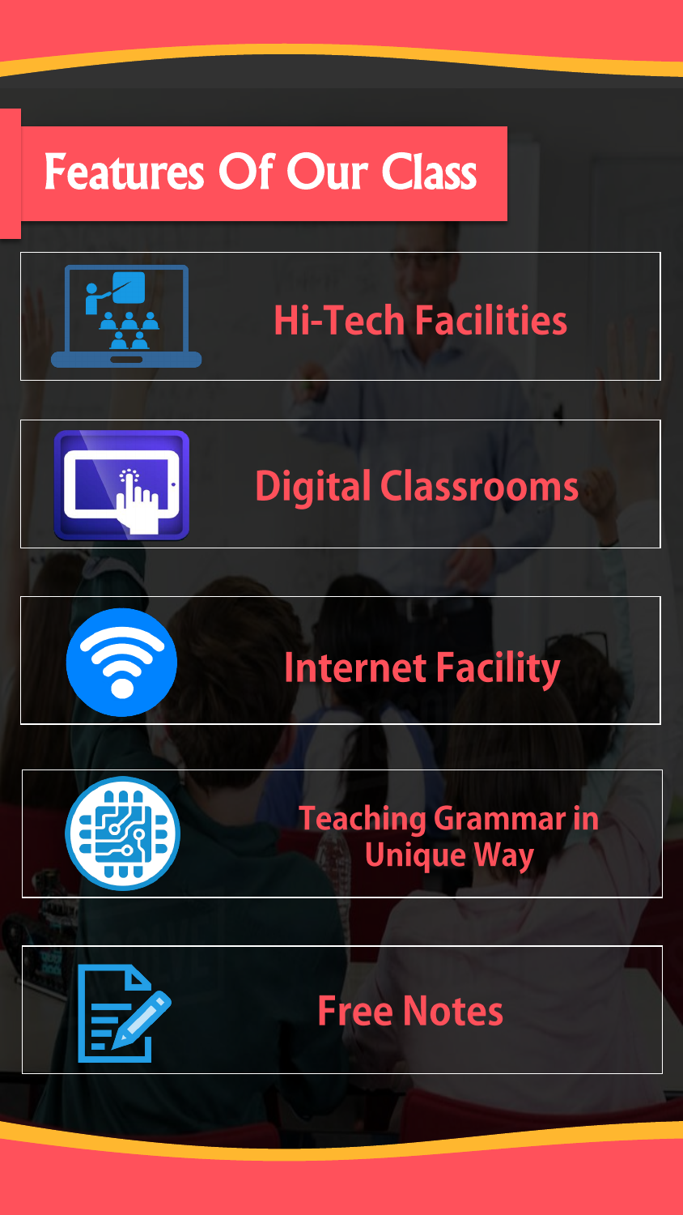# Features Of Our Class

- Hi-Tech Facilities
- Digital Classrooms
- Internet Facility
- Teaching Grammar in Unique Way
- Free Notes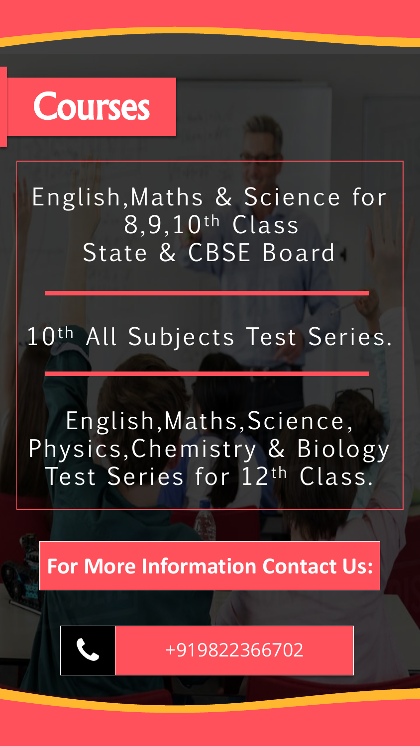# Courses

English,Maths & Science for 8,9,$10^{th}$ Class
State & CBSE Board

---

$10^{th}$ All Subjects Test Series.

---

English,Maths,Science,
Physics,Chemistry & Biology
Test Series for $12^{th}$ Class.

**For More Information Contact Us:**

+919822366702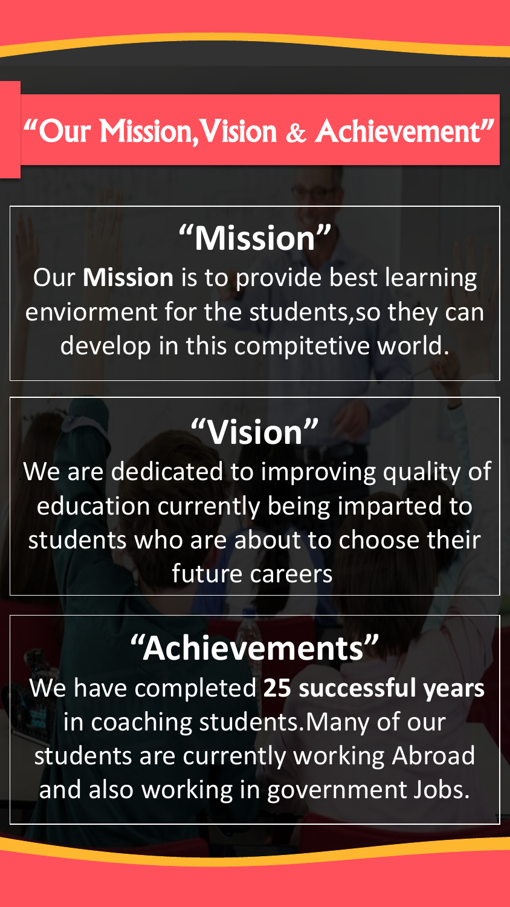# "Our Mission, Vision & Achievement"

## "Mission"

Our **Mission** is to provide best learning enviorment for the students,so they can develop in this compitetive world.

## "Vision"

We are dedicated to improving quality of education currently being imparted to students who are about to choose their future careers

## "Achievements"

We have completed **25 successful years** in coaching students.Many of our students are currently working Abroad and also working in government Jobs.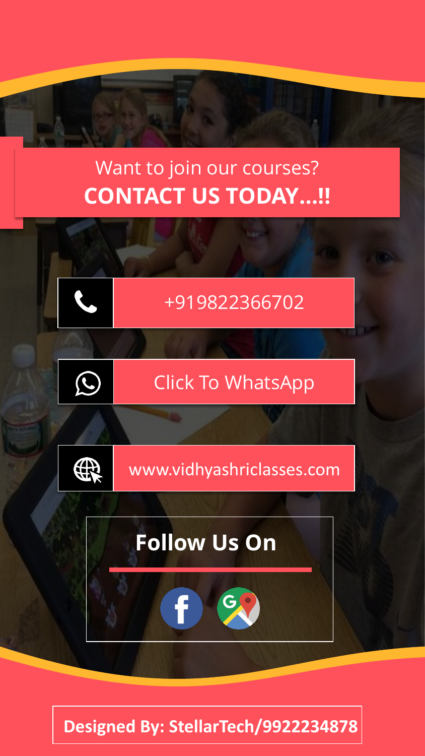Want to join our courses?

**CONTACT US TODAY...!!**

+919822366702

Click To WhatsApp

www.vidhyashriclasses.com

**Follow Us On**

**Designed By: StellarTech/9922234878**